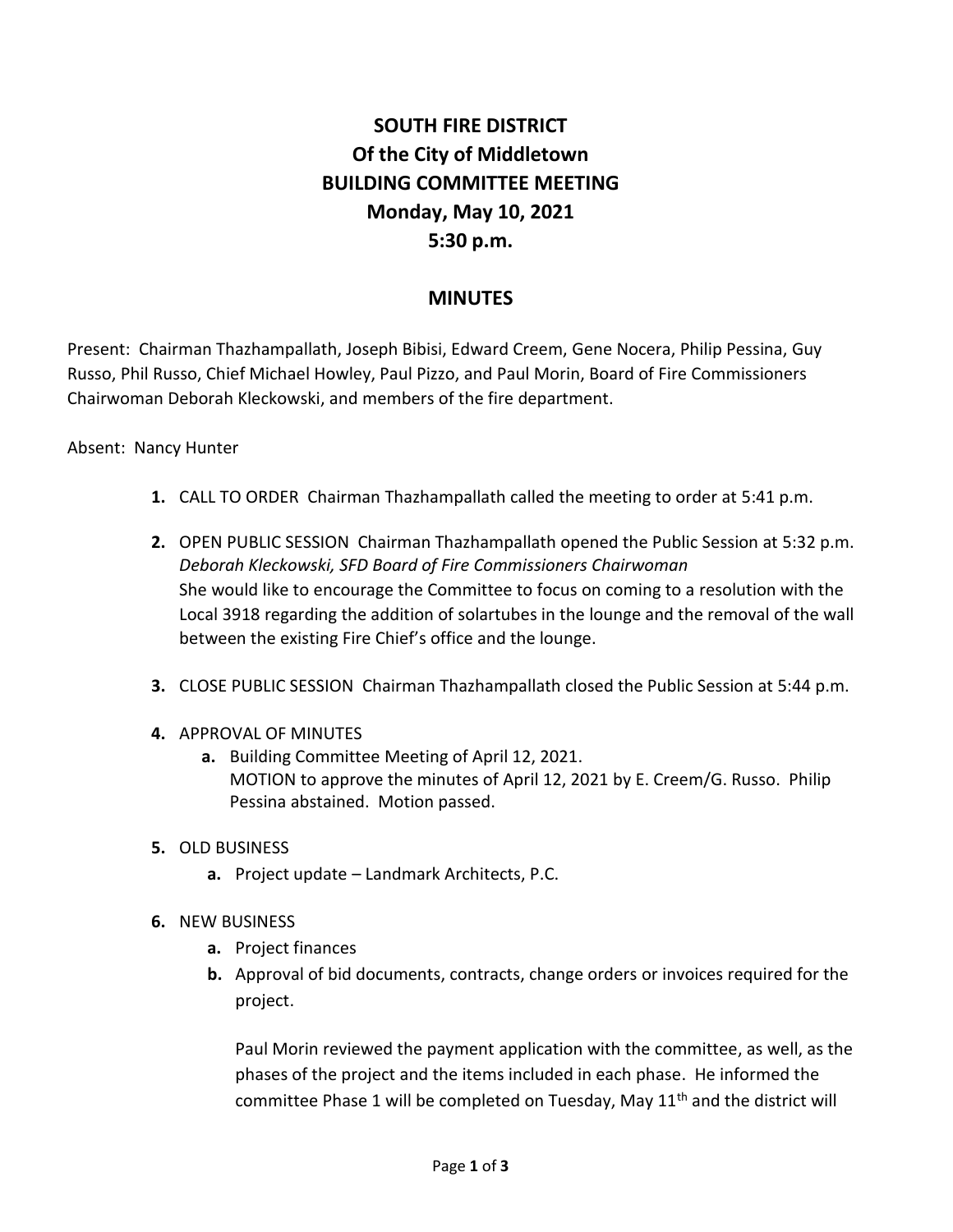# SOUTH FIRE DISTRICT
# Of the City of Middletown
# BUILDING COMMITTEE MEETING
# Monday, May 10, 2021
# 5:30 p.m.

## MINUTES

Present: Chairman Thazhampallath, Joseph Bibisi, Edward Creem, Gene Nocera, Philip Pessina, Guy Russo, Phil Russo, Chief Michael Howley, Paul Pizzo, and Paul Morin, Board of Fire Commissioners Chairwoman Deborah Kleckowski, and members of the fire department.

Absent: Nancy Hunter

1. CALL TO ORDER Chairman Thazhampallath called the meeting to order at 5:41 p.m.

2. OPEN PUBLIC SESSION Chairman Thazhampallath opened the Public Session at 5:32 p.m.
   *Deborah Kleckowski, SFD Board of Fire Commissioners Chairwoman*
   She would like to encourage the Committee to focus on coming to a resolution with the Local 3918 regarding the addition of solartubes in the lounge and the removal of the wall between the existing Fire Chief's office and the lounge.

3. CLOSE PUBLIC SESSION Chairman Thazhampallath closed the Public Session at 5:44 p.m.

4. APPROVAL OF MINUTES
   a. Building Committee Meeting of April 12, 2021.
      MOTION to approve the minutes of April 12, 2021 by E. Creem/G. Russo. Philip Pessina abstained. Motion passed.

5. OLD BUSINESS
   a. Project update – Landmark Architects, P.C.

6. NEW BUSINESS
   a. Project finances
   b. Approval of bid documents, contracts, change orders or invoices required for the project.

      Paul Morin reviewed the payment application with the committee, as well, as the phases of the project and the items included in each phase. He informed the committee Phase 1 will be completed on Tuesday, May 11th and the district will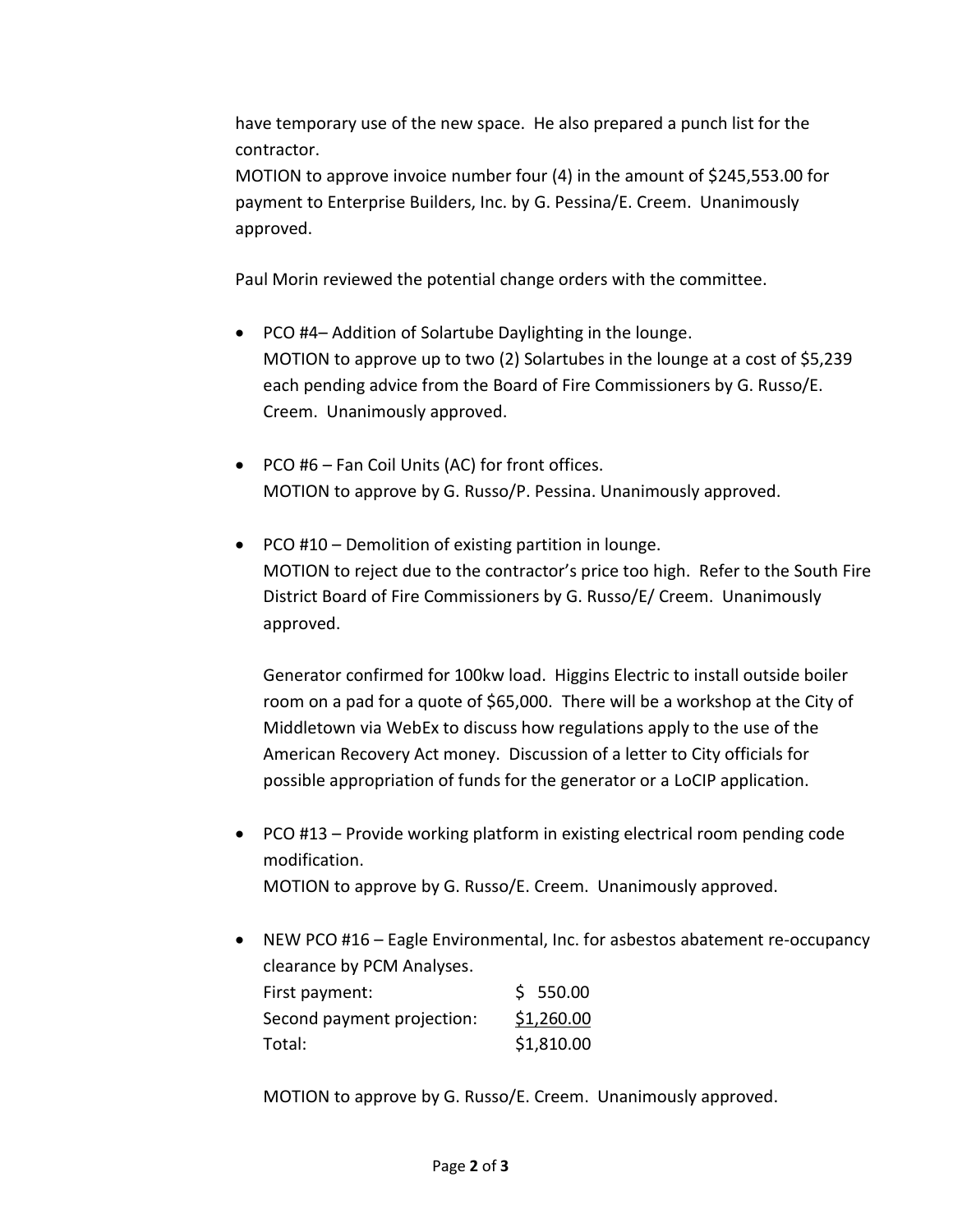have temporary use of the new space. He also prepared a punch list for the contractor.

MOTION to approve invoice number four (4) in the amount of $245,553.00 for payment to Enterprise Builders, Inc. by G. Pessina/E. Creem. Unanimously approved.

Paul Morin reviewed the potential change orders with the committee.

- PCO #4– Addition of Solartube Daylighting in the lounge.
  MOTION to approve up to two (2) Solartubes in the lounge at a cost of $5,239 each pending advice from the Board of Fire Commissioners by G. Russo/E. Creem. Unanimously approved.

- PCO #6 – Fan Coil Units (AC) for front offices.
  MOTION to approve by G. Russo/P. Pessina. Unanimously approved.

- PCO #10 – Demolition of existing partition in lounge.
  MOTION to reject due to the contractor's price too high. Refer to the South Fire District Board of Fire Commissioners by G. Russo/E/ Creem. Unanimously approved.

  Generator confirmed for 100kw load. Higgins Electric to install outside boiler room on a pad for a quote of $65,000. There will be a workshop at the City of Middletown via WebEx to discuss how regulations apply to the use of the American Recovery Act money. Discussion of a letter to City officials for possible appropriation of funds for the generator or a LoCIP application.

- PCO #13 – Provide working platform in existing electrical room pending code modification.
  MOTION to approve by G. Russo/E. Creem. Unanimously approved.

- NEW PCO #16 – Eagle Environmental, Inc. for asbestos abatement re-occupancy clearance by PCM Analyses.

  | | |
  |---|---|
  | First payment: | $ 550.00 |
  | Second payment projection: | <u>$1,260.00</u> |
  | Total: | $1,810.00 |

  MOTION to approve by G. Russo/E. Creem. Unanimously approved.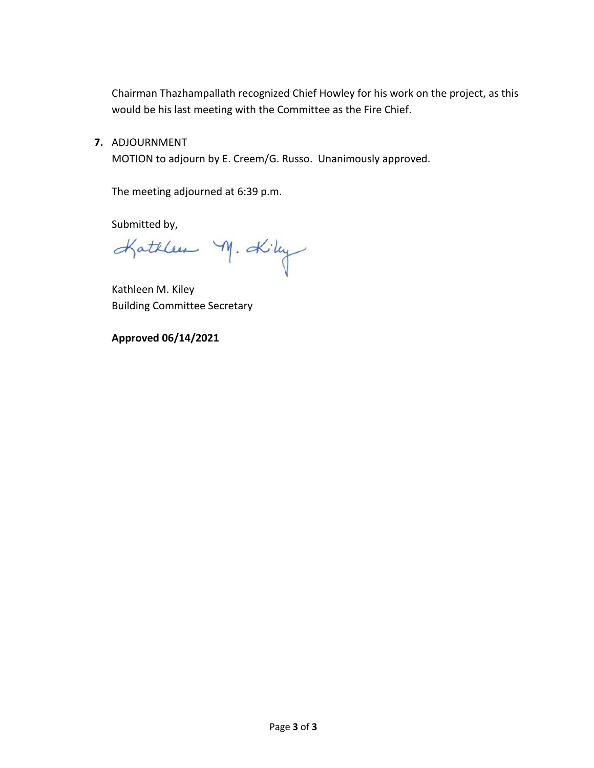Chairman Thazhampallath recognized Chief Howley for his work on the project, as this would be his last meeting with the Committee as the Fire Chief.

**7.** ADJOURNMENT
MOTION to adjourn by E. Creem/G. Russo. Unanimously approved.

The meeting adjourned at 6:39 p.m.

Submitted by,

Kathleen M. Kiley

Kathleen M. Kiley
Building Committee Secretary

**Approved 06/14/2021**